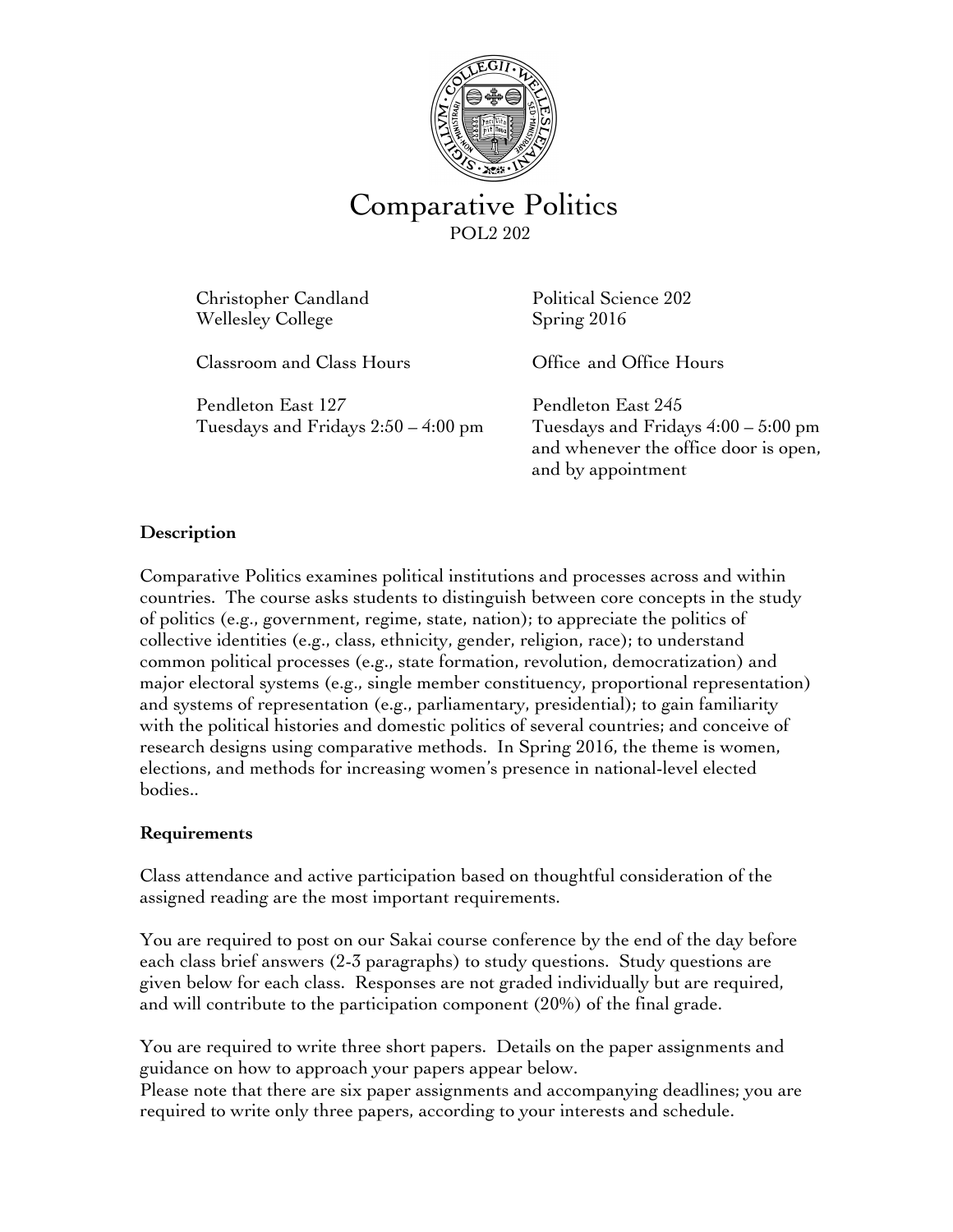# Comparative Politics

POL2 202

Christopher Candland
Wellesley College

Political Science 202
Spring 2016

Classroom and Class Hours

Pendleton East 127
Tuesdays and Fridays 2:50 – 4:00 pm

Office and Office Hours

Pendleton East 245
Tuesdays and Fridays 4:00 – 5:00 pm and whenever the office door is open, and by appointment

**Description**

Comparative Politics examines political institutions and processes across and within countries. The course asks students to distinguish between core concepts in the study of politics (e.g., government, regime, state, nation); to appreciate the politics of collective identities (e.g., class, ethnicity, gender, religion, race); to understand common political processes (e.g., state formation, revolution, democratization) and major electoral systems (e.g., single member constituency, proportional representation) and systems of representation (e.g., parliamentary, presidential); to gain familiarity with the political histories and domestic politics of several countries; and conceive of research designs using comparative methods. In Spring 2016, the theme is women, elections, and methods for increasing women's presence in national-level elected bodies..

**Requirements**

Class attendance and active participation based on thoughtful consideration of the assigned reading are the most important requirements.

You are required to post on our Sakai course conference by the end of the day before each class brief answers (2-3 paragraphs) to study questions. Study questions are given below for each class. Responses are not graded individually but are required, and will contribute to the participation component (20%) of the final grade.

You are required to write three short papers. Details on the paper assignments and guidance on how to approach your papers appear below.
Please note that there are six paper assignments and accompanying deadlines; you are required to write only three papers, according to your interests and schedule.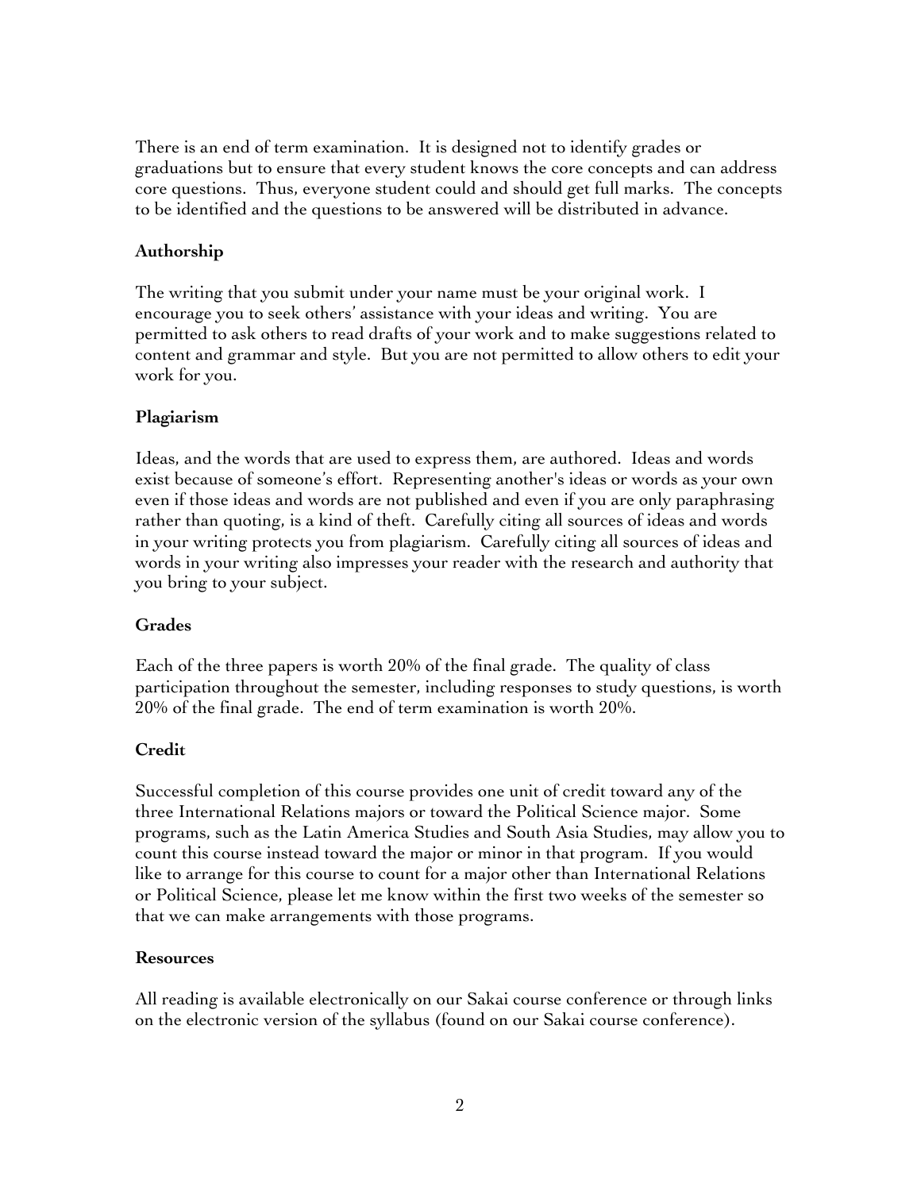There is an end of term examination. It is designed not to identify grades or graduations but to ensure that every student knows the core concepts and can address core questions. Thus, everyone student could and should get full marks. The concepts to be identified and the questions to be answered will be distributed in advance.

**Authorship**

The writing that you submit under your name must be your original work. I encourage you to seek others' assistance with your ideas and writing. You are permitted to ask others to read drafts of your work and to make suggestions related to content and grammar and style. But you are not permitted to allow others to edit your work for you.

**Plagiarism**

Ideas, and the words that are used to express them, are authored. Ideas and words exist because of someone's effort. Representing another's ideas or words as your own even if those ideas and words are not published and even if you are only paraphrasing rather than quoting, is a kind of theft. Carefully citing all sources of ideas and words in your writing protects you from plagiarism. Carefully citing all sources of ideas and words in your writing also impresses your reader with the research and authority that you bring to your subject.

**Grades**

Each of the three papers is worth 20% of the final grade. The quality of class participation throughout the semester, including responses to study questions, is worth 20% of the final grade. The end of term examination is worth 20%.

**Credit**

Successful completion of this course provides one unit of credit toward any of the three International Relations majors or toward the Political Science major. Some programs, such as the Latin America Studies and South Asia Studies, may allow you to count this course instead toward the major or minor in that program. If you would like to arrange for this course to count for a major other than International Relations or Political Science, please let me know within the first two weeks of the semester so that we can make arrangements with those programs.

**Resources**

All reading is available electronically on our Sakai course conference or through links on the electronic version of the syllabus (found on our Sakai course conference).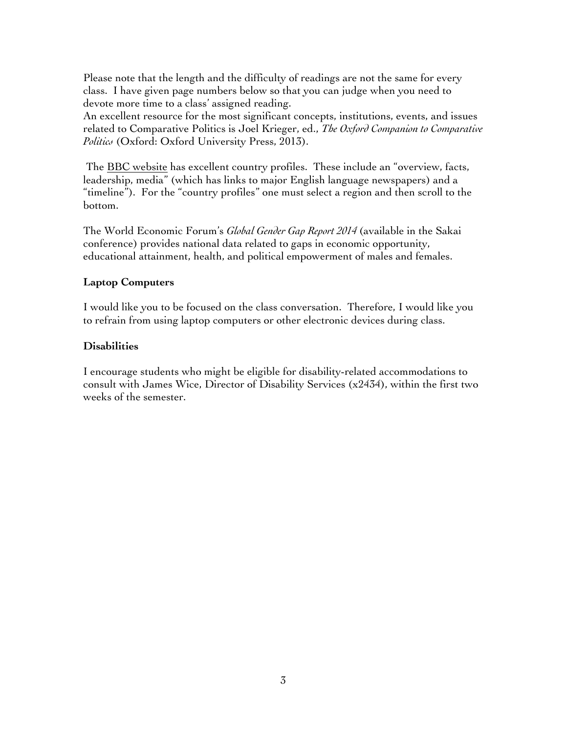Please note that the length and the difficulty of readings are not the same for every class. I have given page numbers below so that you can judge when you need to devote more time to a class' assigned reading.
An excellent resource for the most significant concepts, institutions, events, and issues related to Comparative Politics is Joel Krieger, ed., *The Oxford Companion to Comparative Politics* (Oxford: Oxford University Press, 2013).

The BBC website has excellent country profiles. These include an "overview, facts, leadership, media" (which has links to major English language newspapers) and a "timeline"). For the "country profiles" one must select a region and then scroll to the bottom.

The World Economic Forum's *Global Gender Gap Report 2014* (available in the Sakai conference) provides national data related to gaps in economic opportunity, educational attainment, health, and political empowerment of males and females.

**Laptop Computers**

I would like you to be focused on the class conversation. Therefore, I would like you to refrain from using laptop computers or other electronic devices during class.

**Disabilities**

I encourage students who might be eligible for disability-related accommodations to consult with James Wice, Director of Disability Services (x2434), within the first two weeks of the semester.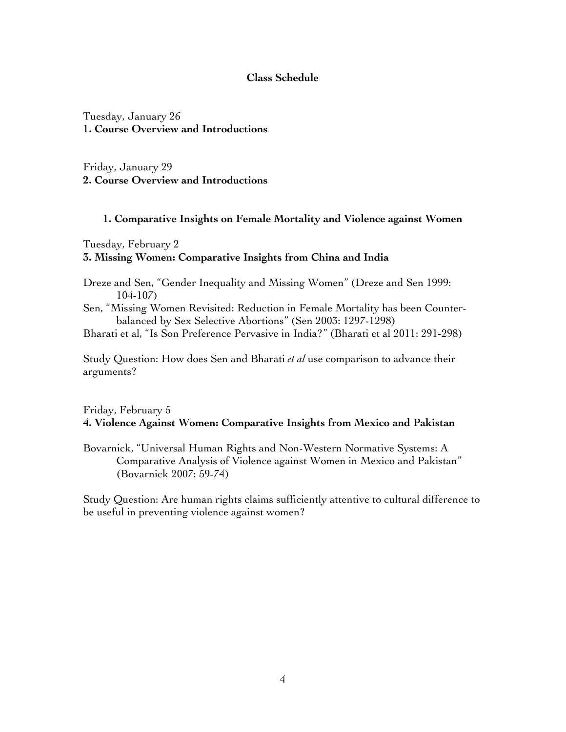## Class Schedule

Tuesday, January 26
**1. Course Overview and Introductions**

Friday, January 29
**2. Course Overview and Introductions**

### 1. Comparative Insights on Female Mortality and Violence against Women

Tuesday, February 2
**3. Missing Women: Comparative Insights from China and India**

Dreze and Sen, "Gender Inequality and Missing Women" (Dreze and Sen 1999: 104-107)
Sen, "Missing Women Revisited: Reduction in Female Mortality has been Counter-balanced by Sex Selective Abortions" (Sen 2003: 1297-1298)
Bharati et al, "Is Son Preference Pervasive in India?" (Bharati et al 2011: 291-298)

Study Question: How does Sen and Bharati *et al* use comparison to advance their arguments?

Friday, February 5
**4. Violence Against Women: Comparative Insights from Mexico and Pakistan**

Bovarnick, "Universal Human Rights and Non-Western Normative Systems: A Comparative Analysis of Violence against Women in Mexico and Pakistan" (Bovarnick 2007: 59-74)

Study Question: Are human rights claims sufficiently attentive to cultural difference to be useful in preventing violence against women?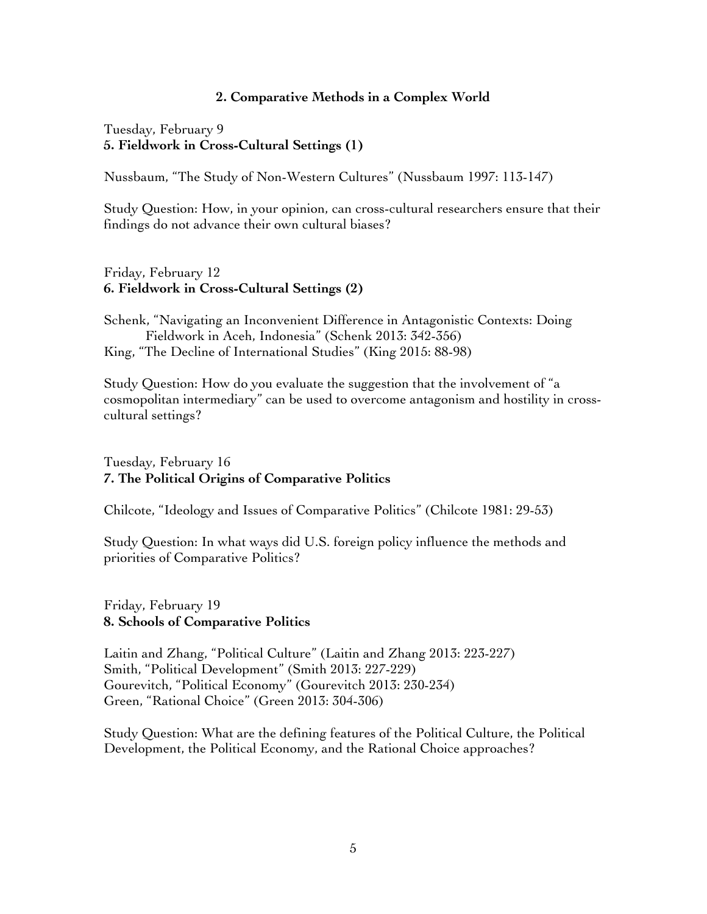## 2. Comparative Methods in a Complex World

Tuesday, February 9
**5. Fieldwork in Cross-Cultural Settings (1)**

Nussbaum, "The Study of Non-Western Cultures" (Nussbaum 1997: 113-147)

Study Question: How, in your opinion, can cross-cultural researchers ensure that their findings do not advance their own cultural biases?

Friday, February 12
**6. Fieldwork in Cross-Cultural Settings (2)**

Schenk, "Navigating an Inconvenient Difference in Antagonistic Contexts: Doing Fieldwork in Aceh, Indonesia" (Schenk 2013: 342-356)
King, "The Decline of International Studies" (King 2015: 88-98)

Study Question: How do you evaluate the suggestion that the involvement of "a cosmopolitan intermediary" can be used to overcome antagonism and hostility in cross-cultural settings?

Tuesday, February 16
**7. The Political Origins of Comparative Politics**

Chilcote, "Ideology and Issues of Comparative Politics" (Chilcote 1981: 29-53)

Study Question: In what ways did U.S. foreign policy influence the methods and priorities of Comparative Politics?

Friday, February 19
**8. Schools of Comparative Politics**

Laitin and Zhang, "Political Culture" (Laitin and Zhang 2013: 223-227)
Smith, "Political Development" (Smith 2013: 227-229)
Gourevitch, "Political Economy" (Gourevitch 2013: 230-234)
Green, "Rational Choice" (Green 2013: 304-306)

Study Question: What are the defining features of the Political Culture, the Political Development, the Political Economy, and the Rational Choice approaches?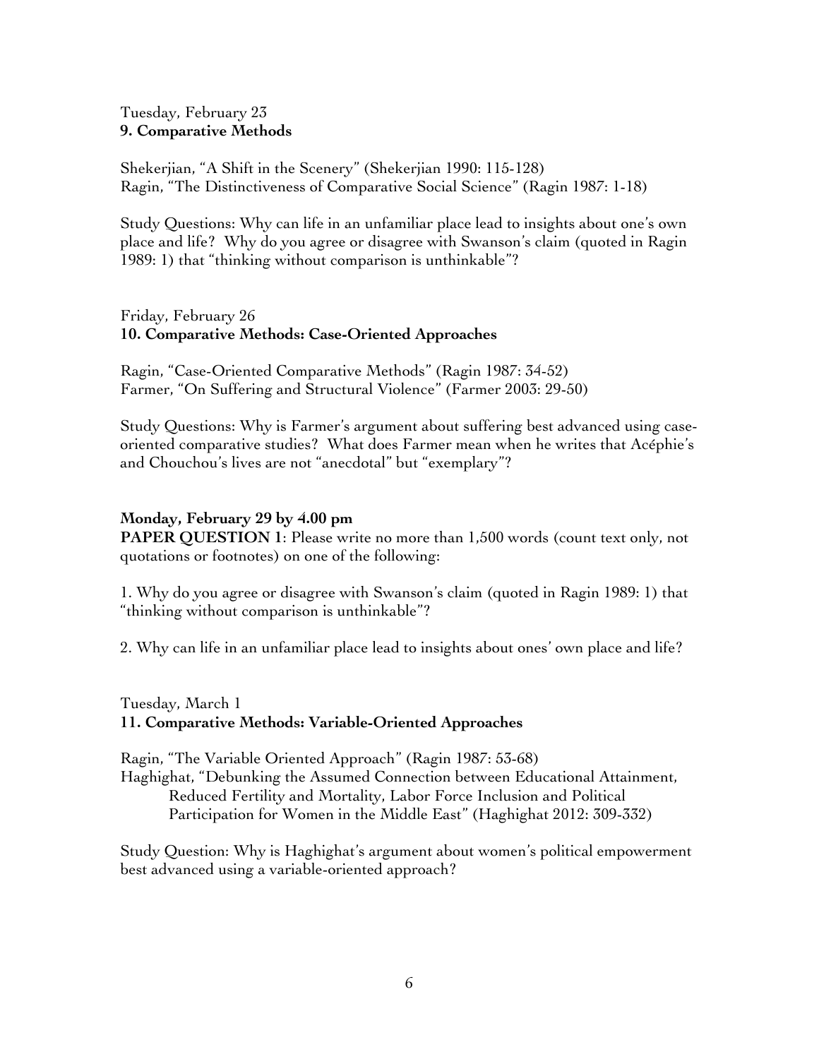Tuesday, February 23
**9. Comparative Methods**

Shekerjian, "A Shift in the Scenery" (Shekerjian 1990: 115-128)
Ragin, "The Distinctiveness of Comparative Social Science" (Ragin 1987: 1-18)

Study Questions: Why can life in an unfamiliar place lead to insights about one's own place and life? Why do you agree or disagree with Swanson's claim (quoted in Ragin 1989: 1) that "thinking without comparison is unthinkable"?

Friday, February 26
**10. Comparative Methods: Case-Oriented Approaches**

Ragin, "Case-Oriented Comparative Methods" (Ragin 1987: 34-52)
Farmer, "On Suffering and Structural Violence" (Farmer 2003: 29-50)

Study Questions: Why is Farmer's argument about suffering best advanced using case-oriented comparative studies? What does Farmer mean when he writes that Acéphie's and Chouchou's lives are not "anecdotal" but "exemplary"?

**Monday, February 29 by 4.00 pm**
**PAPER QUESTION 1**: Please write no more than 1,500 words (count text only, not quotations or footnotes) on one of the following:

1. Why do you agree or disagree with Swanson's claim (quoted in Ragin 1989: 1) that "thinking without comparison is unthinkable"?

2. Why can life in an unfamiliar place lead to insights about ones' own place and life?

Tuesday, March 1
**11. Comparative Methods: Variable-Oriented Approaches**

Ragin, "The Variable Oriented Approach" (Ragin 1987: 53-68)
Haghighat, "Debunking the Assumed Connection between Educational Attainment, Reduced Fertility and Mortality, Labor Force Inclusion and Political Participation for Women in the Middle East" (Haghighat 2012: 309-332)

Study Question: Why is Haghighat's argument about women's political empowerment best advanced using a variable-oriented approach?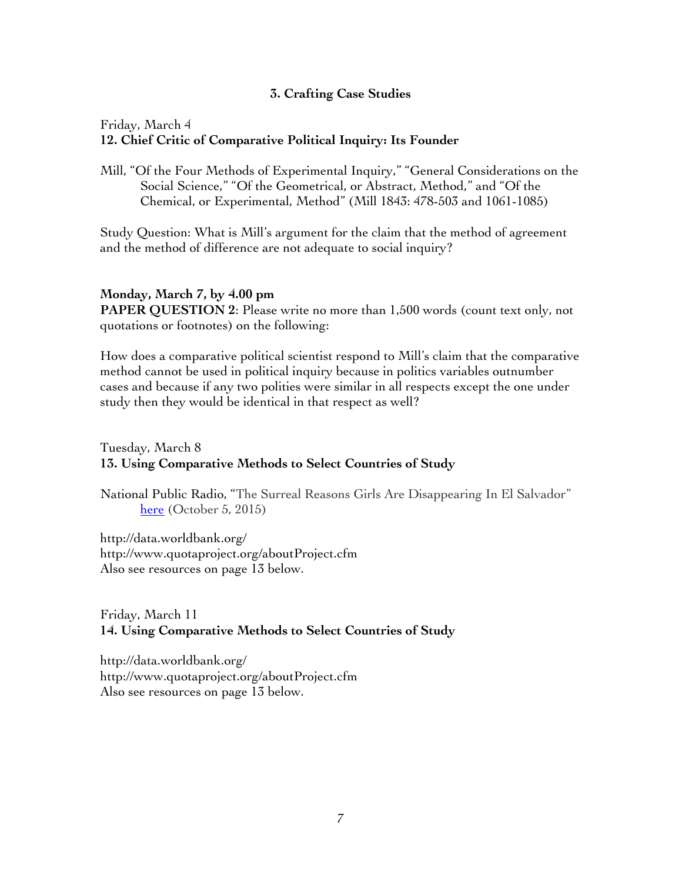### 3. Crafting Case Studies

Friday, March 4
**12. Chief Critic of Comparative Political Inquiry: Its Founder**

Mill, "Of the Four Methods of Experimental Inquiry," "General Considerations on the Social Science," "Of the Geometrical, or Abstract, Method," and "Of the Chemical, or Experimental, Method" (Mill 1843: 478-503 and 1061-1085)

Study Question: What is Mill's argument for the claim that the method of agreement and the method of difference are not adequate to social inquiry?

**Monday, March 7, by 4.00 pm**
**PAPER QUESTION 2**: Please write no more than 1,500 words (count text only, not quotations or footnotes) on the following:

How does a comparative political scientist respond to Mill's claim that the comparative method cannot be used in political inquiry because in politics variables outnumber cases and because if any two polities were similar in all respects except the one under study then they would be identical in that respect as well?

Tuesday, March 8
**13. Using Comparative Methods to Select Countries of Study**

National Public Radio, "The Surreal Reasons Girls Are Disappearing In El Salvador" here (October 5, 2015)

http://data.worldbank.org/
http://www.quotaproject.org/aboutProject.cfm
Also see resources on page 13 below.

Friday, March 11
**14. Using Comparative Methods to Select Countries of Study**

http://data.worldbank.org/
http://www.quotaproject.org/aboutProject.cfm
Also see resources on page 13 below.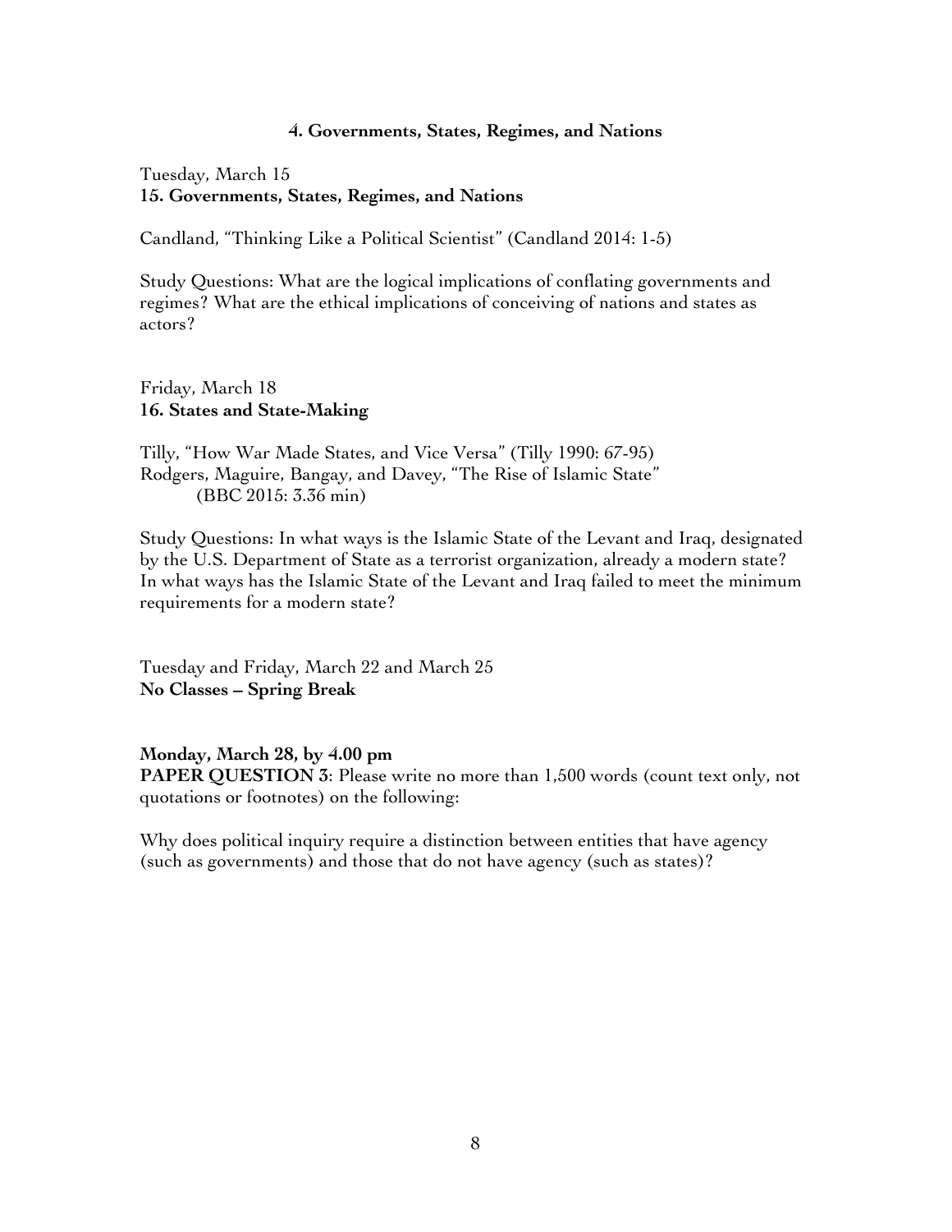## 4. Governments, States, Regimes, and Nations

Tuesday, March 15
**15. Governments, States, Regimes, and Nations**

Candland, "Thinking Like a Political Scientist" (Candland 2014: 1-5)

Study Questions: What are the logical implications of conflating governments and regimes? What are the ethical implications of conceiving of nations and states as actors?

Friday, March 18
**16. States and State-Making**

Tilly, "How War Made States, and Vice Versa" (Tilly 1990: 67-95)
Rodgers, Maguire, Bangay, and Davey, "The Rise of Islamic State" (BBC 2015: 3.36 min)

Study Questions: In what ways is the Islamic State of the Levant and Iraq, designated by the U.S. Department of State as a terrorist organization, already a modern state? In what ways has the Islamic State of the Levant and Iraq failed to meet the minimum requirements for a modern state?

Tuesday and Friday, March 22 and March 25
**No Classes – Spring Break**

**Monday, March 28, by 4.00 pm**
**PAPER QUESTION 3**: Please write no more than 1,500 words (count text only, not quotations or footnotes) on the following:

Why does political inquiry require a distinction between entities that have agency (such as governments) and those that do not have agency (such as states)?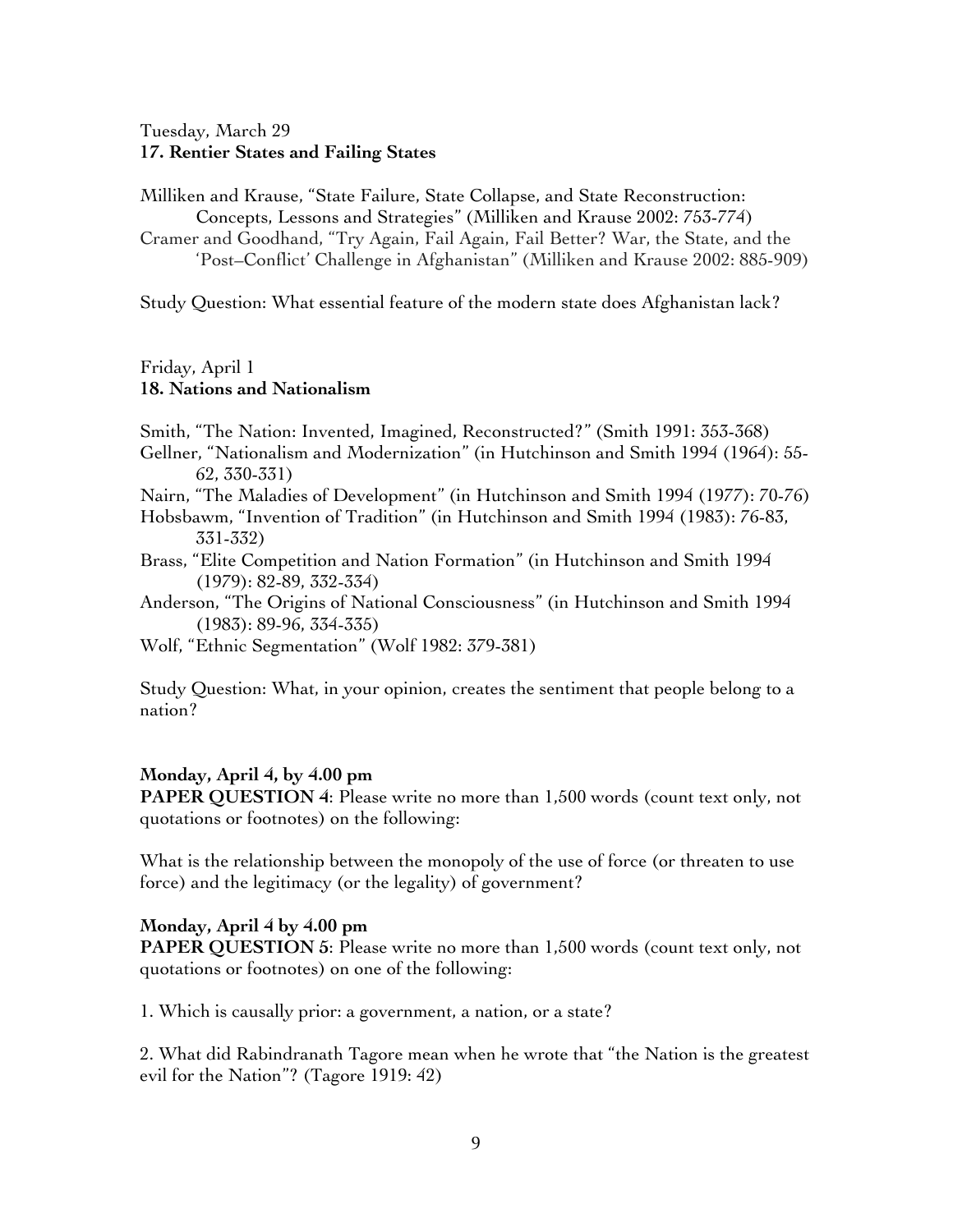Tuesday, March 29
**17. Rentier States and Failing States**

Milliken and Krause, "State Failure, State Collapse, and State Reconstruction: Concepts, Lessons and Strategies" (Milliken and Krause 2002: 753-774)
Cramer and Goodhand, "Try Again, Fail Again, Fail Better? War, the State, and the 'Post–Conflict' Challenge in Afghanistan" (Milliken and Krause 2002: 885-909)

Study Question: What essential feature of the modern state does Afghanistan lack?

Friday, April 1
**18. Nations and Nationalism**

Smith, "The Nation: Invented, Imagined, Reconstructed?" (Smith 1991: 353-368)
Gellner, "Nationalism and Modernization" (in Hutchinson and Smith 1994 (1964): 55-62, 330-331)
Nairn, "The Maladies of Development" (in Hutchinson and Smith 1994 (1977): 70-76)
Hobsbawm, "Invention of Tradition" (in Hutchinson and Smith 1994 (1983): 76-83, 331-332)
Brass, "Elite Competition and Nation Formation" (in Hutchinson and Smith 1994 (1979): 82-89, 332-334)
Anderson, "The Origins of National Consciousness" (in Hutchinson and Smith 1994 (1983): 89-96, 334-335)
Wolf, "Ethnic Segmentation" (Wolf 1982: 379-381)

Study Question: What, in your opinion, creates the sentiment that people belong to a nation?

**Monday, April 4, by 4.00 pm**
**PAPER QUESTION 4**: Please write no more than 1,500 words (count text only, not quotations or footnotes) on the following:

What is the relationship between the monopoly of the use of force (or threaten to use force) and the legitimacy (or the legality) of government?

**Monday, April 4 by 4.00 pm**
**PAPER QUESTION 5**: Please write no more than 1,500 words (count text only, not quotations or footnotes) on one of the following:

1. Which is causally prior: a government, a nation, or a state?

2. What did Rabindranath Tagore mean when he wrote that "the Nation is the greatest evil for the Nation"? (Tagore 1919: 42)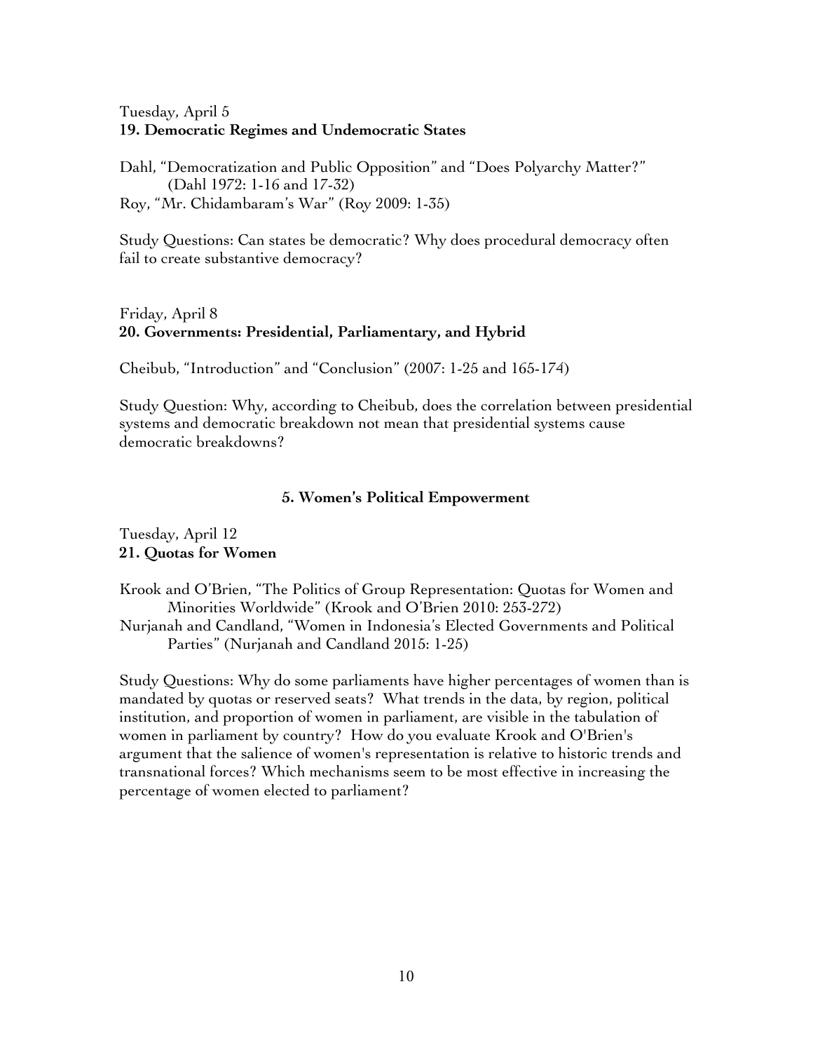Tuesday, April 5
**19. Democratic Regimes and Undemocratic States**

Dahl, "Democratization and Public Opposition" and "Does Polyarchy Matter?" (Dahl 1972: 1-16 and 17-32)
Roy, "Mr. Chidambaram's War" (Roy 2009: 1-35)

Study Questions: Can states be democratic? Why does procedural democracy often fail to create substantive democracy?

Friday, April 8
**20. Governments: Presidential, Parliamentary, and Hybrid**

Cheibub, "Introduction" and "Conclusion" (2007: 1-25 and 165-174)

Study Question: Why, according to Cheibub, does the correlation between presidential systems and democratic breakdown not mean that presidential systems cause democratic breakdowns?

## 5. Women's Political Empowerment

Tuesday, April 12
**21. Quotas for Women**

Krook and O'Brien, "The Politics of Group Representation: Quotas for Women and Minorities Worldwide" (Krook and O'Brien 2010: 253-272)
Nurjanah and Candland, "Women in Indonesia's Elected Governments and Political Parties" (Nurjanah and Candland 2015: 1-25)

Study Questions: Why do some parliaments have higher percentages of women than is mandated by quotas or reserved seats? What trends in the data, by region, political institution, and proportion of women in parliament, are visible in the tabulation of women in parliament by country? How do you evaluate Krook and O'Brien's argument that the salience of women's representation is relative to historic trends and transnational forces? Which mechanisms seem to be most effective in increasing the percentage of women elected to parliament?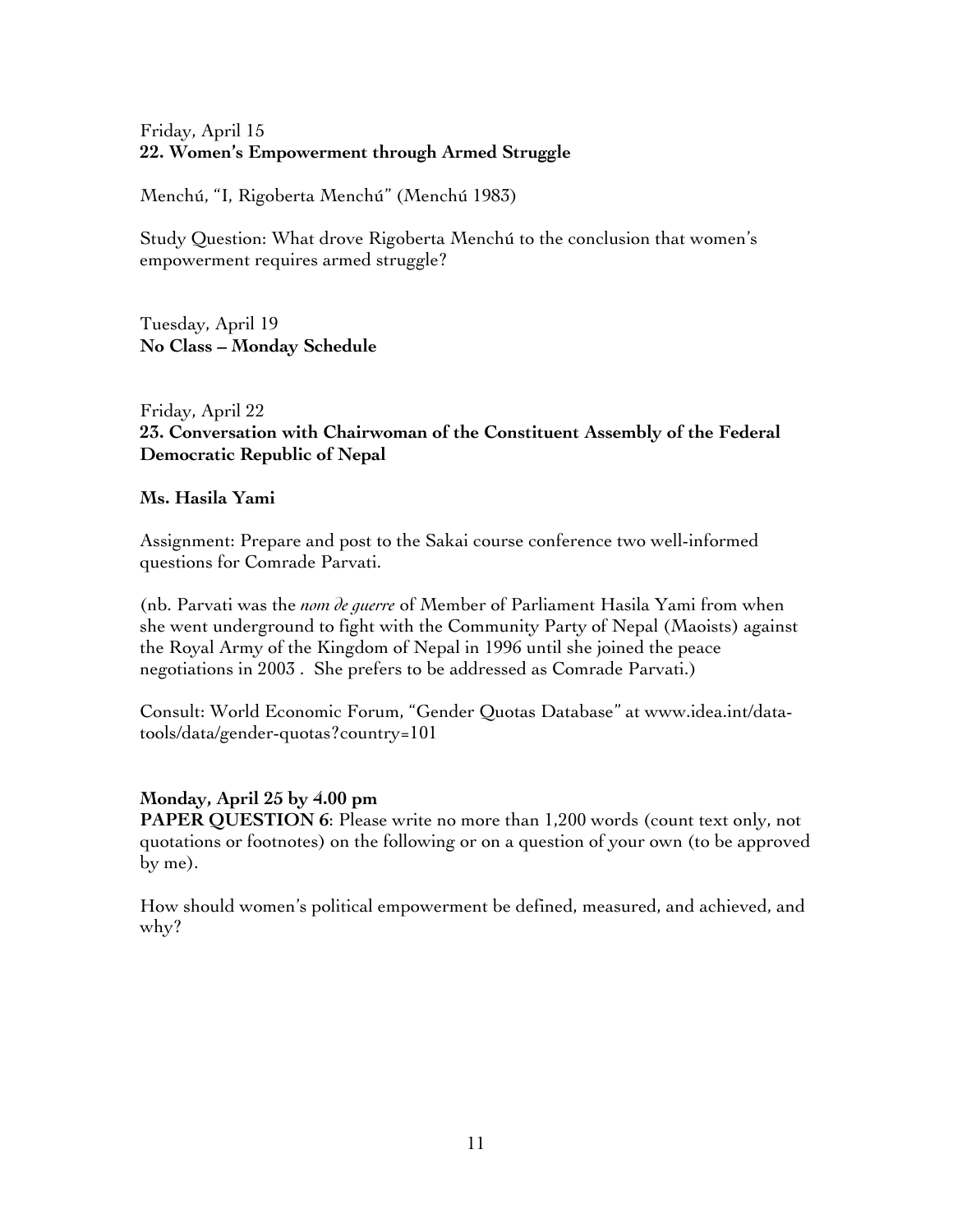Friday, April 15
**22. Women's Empowerment through Armed Struggle**

Menchú, "I, Rigoberta Menchú" (Menchú 1983)

Study Question: What drove Rigoberta Menchú to the conclusion that women's empowerment requires armed struggle?

Tuesday, April 19
**No Class – Monday Schedule**

Friday, April 22
**23. Conversation with Chairwoman of the Constituent Assembly of the Federal Democratic Republic of Nepal**

**Ms. Hasila Yami**

Assignment: Prepare and post to the Sakai course conference two well-informed questions for Comrade Parvati.

(nb. Parvati was the *nom de guerre* of Member of Parliament Hasila Yami from when she went underground to fight with the Community Party of Nepal (Maoists) against the Royal Army of the Kingdom of Nepal in 1996 until she joined the peace negotiations in 2003 . She prefers to be addressed as Comrade Parvati.)

Consult: World Economic Forum, "Gender Quotas Database" at www.idea.int/data-tools/data/gender-quotas?country=101

**Monday, April 25 by 4.00 pm**
**PAPER QUESTION 6**: Please write no more than 1,200 words (count text only, not quotations or footnotes) on the following or on a question of your own (to be approved by me).

How should women's political empowerment be defined, measured, and achieved, and why?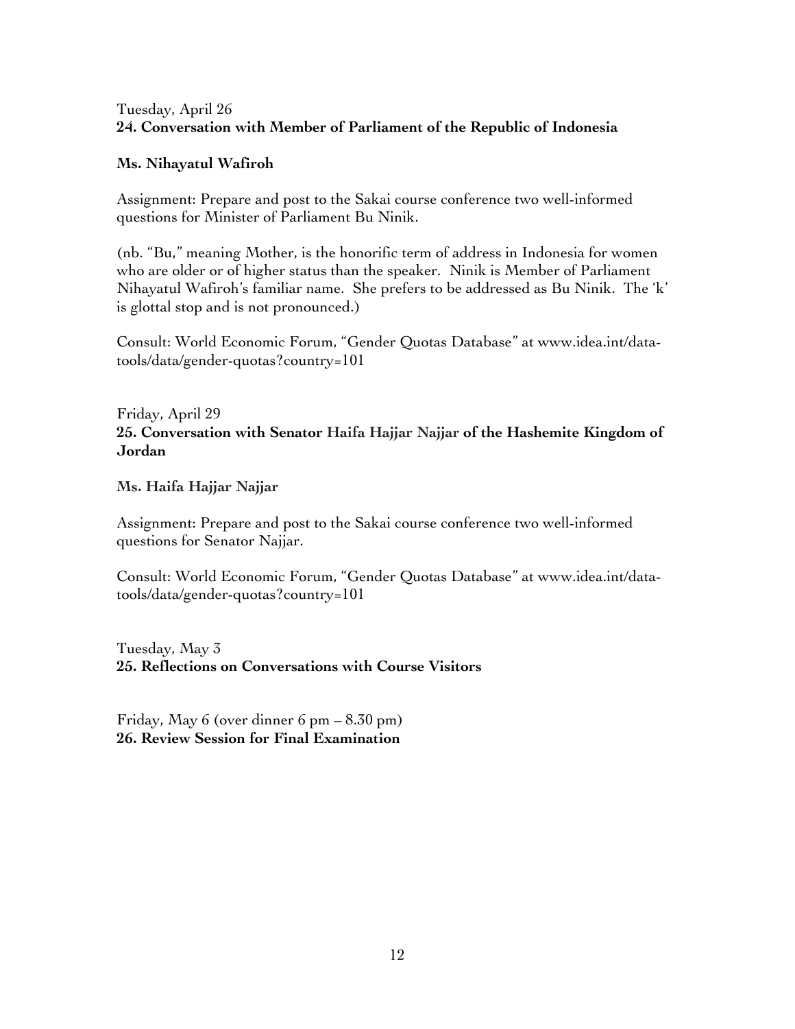Tuesday, April 26
**24. Conversation with Member of Parliament of the Republic of Indonesia**

**Ms. Nihayatul Wafiroh**

Assignment: Prepare and post to the Sakai course conference two well-informed questions for Minister of Parliament Bu Ninik.

(nb. "Bu," meaning Mother, is the honorific term of address in Indonesia for women who are older or of higher status than the speaker. Ninik is Member of Parliament Nihayatul Wafiroh's familiar name. She prefers to be addressed as Bu Ninik. The 'k' is glottal stop and is not pronounced.)

Consult: World Economic Forum, "Gender Quotas Database" at www.idea.int/data-tools/data/gender-quotas?country=101

Friday, April 29
**25. Conversation with Senator Haifa Hajjar Najjar of the Hashemite Kingdom of Jordan**

**Ms. Haifa Hajjar Najjar**

Assignment: Prepare and post to the Sakai course conference two well-informed questions for Senator Najjar.

Consult: World Economic Forum, "Gender Quotas Database" at www.idea.int/data-tools/data/gender-quotas?country=101

Tuesday, May 3
**25. Reflections on Conversations with Course Visitors**

Friday, May 6 (over dinner 6 pm – 8.30 pm)
**26. Review Session for Final Examination**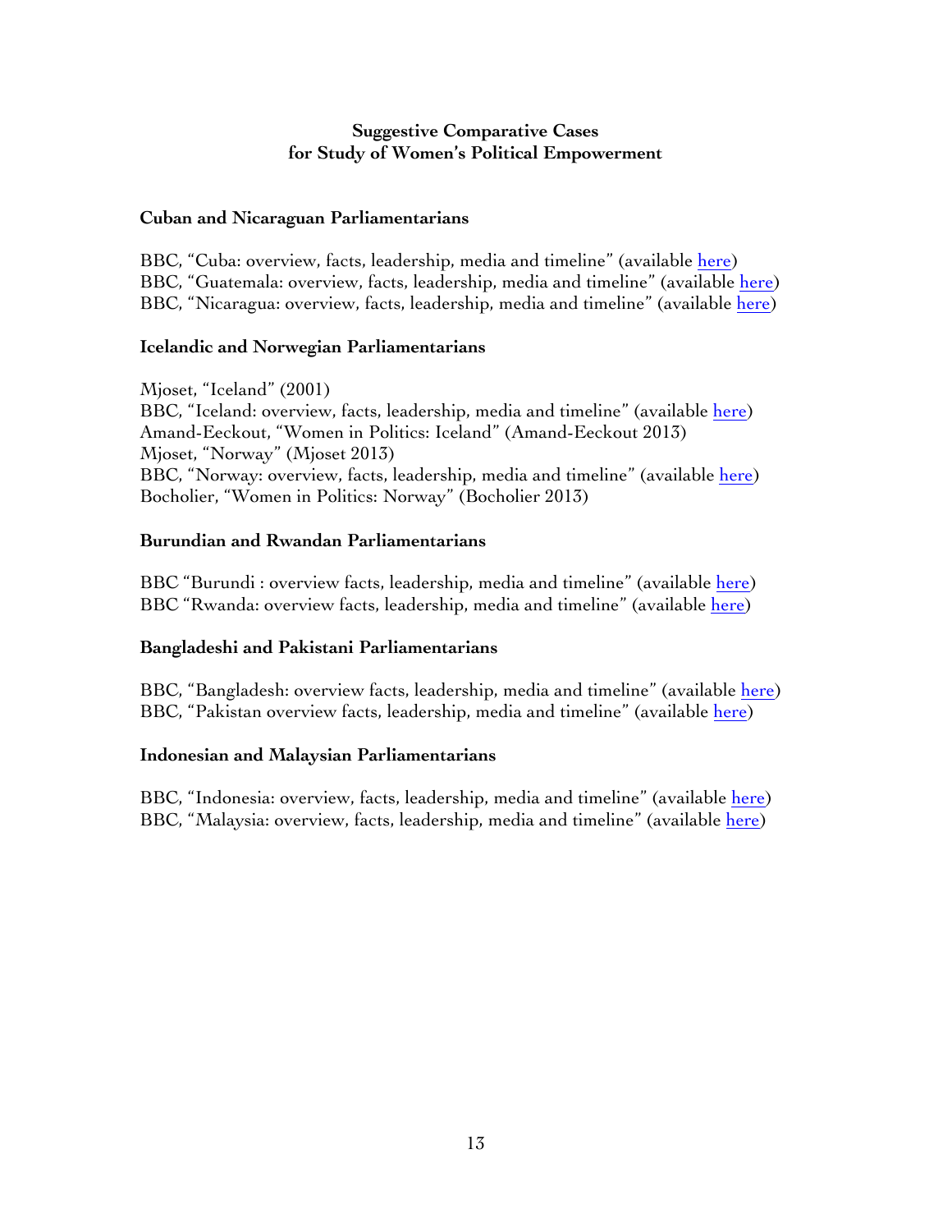## Suggestive Comparative Cases for Study of Women's Political Empowerment

### Cuban and Nicaraguan Parliamentarians

BBC, "Cuba: overview, facts, leadership, media and timeline" (available here)
BBC, "Guatemala: overview, facts, leadership, media and timeline" (available here)
BBC, "Nicaragua: overview, facts, leadership, media and timeline" (available here)

### Icelandic and Norwegian Parliamentarians

Mjoset, "Iceland" (2001)
BBC, "Iceland: overview, facts, leadership, media and timeline" (available here)
Amand-Eeckout, "Women in Politics: Iceland" (Amand-Eeckout 2013)
Mjoset, "Norway" (Mjoset 2013)
BBC, "Norway: overview, facts, leadership, media and timeline" (available here)
Bocholier, "Women in Politics: Norway" (Bocholier 2013)

### Burundian and Rwandan Parliamentarians

BBC "Burundi : overview facts, leadership, media and timeline" (available here)
BBC "Rwanda: overview facts, leadership, media and timeline" (available here)

### Bangladeshi and Pakistani Parliamentarians

BBC, "Bangladesh: overview facts, leadership, media and timeline" (available here)
BBC, "Pakistan overview facts, leadership, media and timeline" (available here)

### Indonesian and Malaysian Parliamentarians

BBC, "Indonesia: overview, facts, leadership, media and timeline" (available here)
BBC, "Malaysia: overview, facts, leadership, media and timeline" (available here)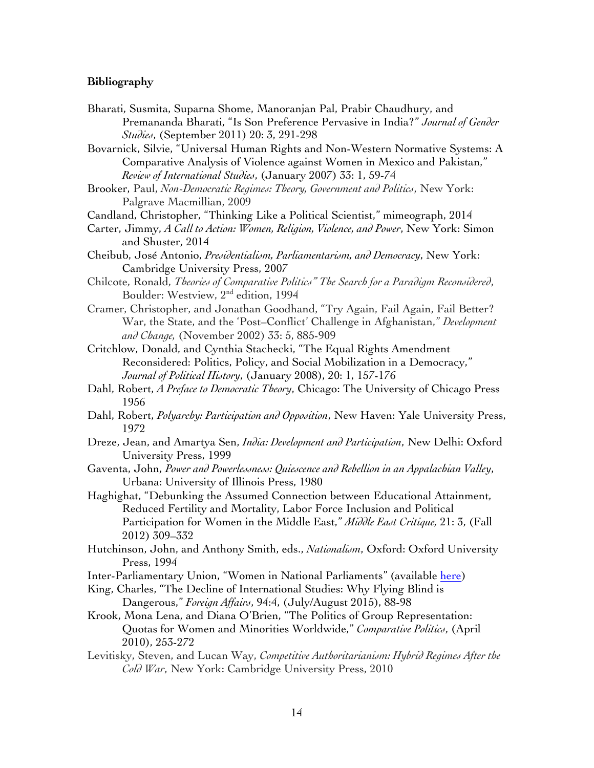**Bibliography**

Bharati, Susmita, Suparna Shome, Manoranjan Pal, Prabir Chaudhury, and Premananda Bharati, "Is Son Preference Pervasive in India?" *Journal of Gender Studies*, (September 2011) 20: 3, 291-298

Bovarnick, Silvie, "Universal Human Rights and Non-Western Normative Systems: A Comparative Analysis of Violence against Women in Mexico and Pakistan," *Review of International Studies*, (January 2007) 33: 1, 59-74

Brooker, Paul, *Non-Democratic Regimes: Theory, Government and Politics*, New York: Palgrave Macmillian, 2009

Candland, Christopher, "Thinking Like a Political Scientist," mimeograph, 2014

Carter, Jimmy, *A Call to Action: Women, Religion, Violence, and Power*, New York: Simon and Shuster, 2014

Cheibub, José Antonio, *Presidentialism, Parliamentarism, and Democracy*, New York: Cambridge University Press, 2007

Chilcote, Ronald, *Theories of Comparative Politics" The Search for a Paradigm Reconsidered*, Boulder: Westview, 2nd edition, 1994

Cramer, Christopher, and Jonathan Goodhand, "Try Again, Fail Again, Fail Better? War, the State, and the 'Post–Conflict' Challenge in Afghanistan," *Development and Change,* (November 2002) 33: 5, 885-909

Critchlow, Donald, and Cynthia Stachecki, "The Equal Rights Amendment Reconsidered: Politics, Policy, and Social Mobilization in a Democracy," *Journal of Political History*, (January 2008), 20: 1, 157-176

Dahl, Robert, *A Preface to Democratic Theory*, Chicago: The University of Chicago Press 1956

Dahl, Robert, *Polyarchy: Participation and Opposition*, New Haven: Yale University Press, 1972

Dreze, Jean, and Amartya Sen, *India: Development and Participation*, New Delhi: Oxford University Press, 1999

Gaventa, John, *Power and Powerlessness: Quiescence and Rebellion in an Appalachian Valley*, Urbana: University of Illinois Press, 1980

Haghighat, "Debunking the Assumed Connection between Educational Attainment, Reduced Fertility and Mortality, Labor Force Inclusion and Political Participation for Women in the Middle East," *Middle East Critique,* 21: 3, (Fall 2012) 309–332

Hutchinson, John, and Anthony Smith, eds., *Nationalism*, Oxford: Oxford University Press, 1994

Inter-Parliamentary Union, "Women in National Parliaments" (available here)

King, Charles, "The Decline of International Studies: Why Flying Blind is Dangerous," *Foreign Affairs*, 94:4, (July/August 2015), 88-98

Krook, Mona Lena, and Diana O'Brien, "The Politics of Group Representation: Quotas for Women and Minorities Worldwide," *Comparative Politics*, (April 2010), 253-272

Levitisky, Steven, and Lucan Way, *Competitive Authoritarianism: Hybrid Regimes After the Cold War*, New York: Cambridge University Press, 2010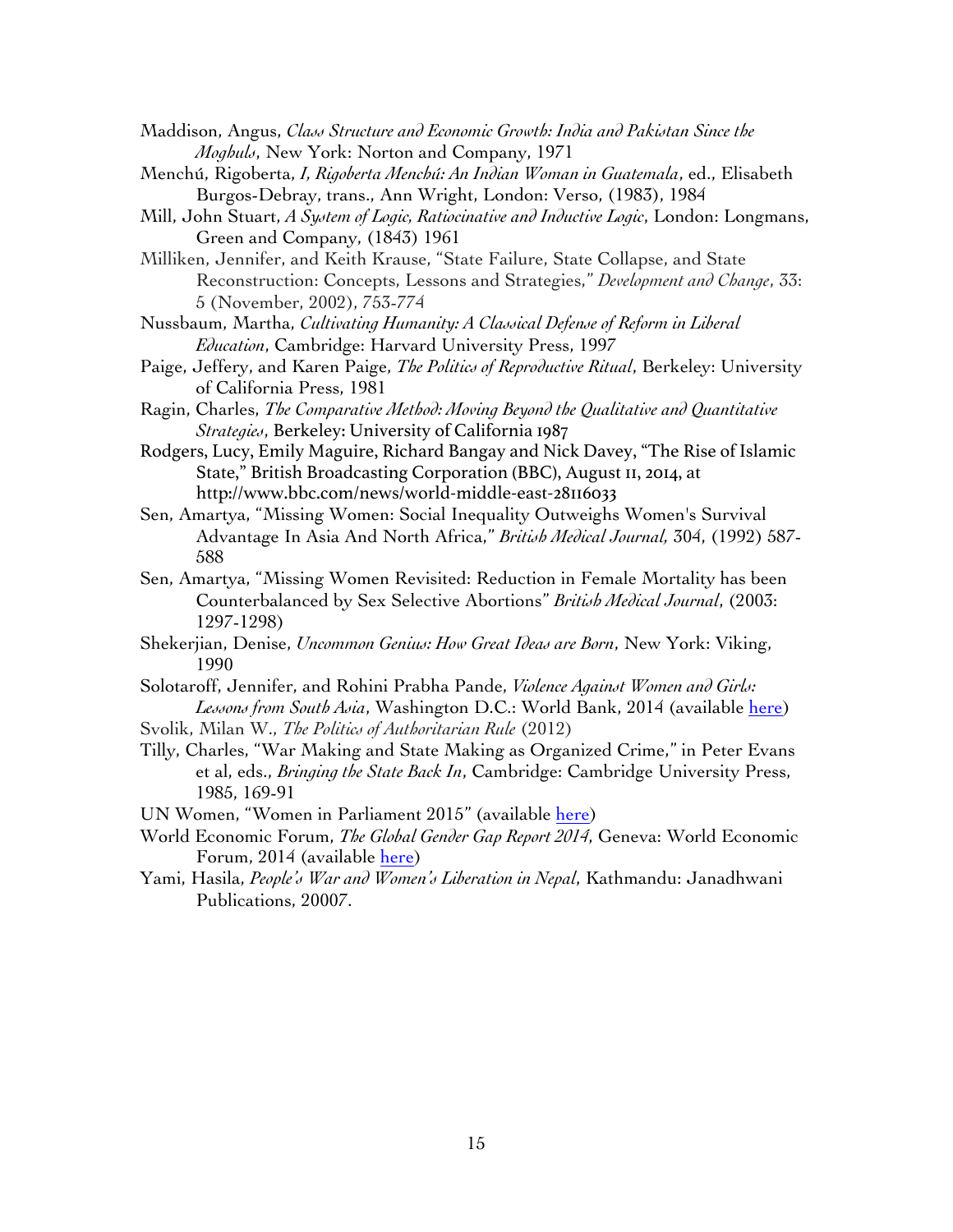Maddison, Angus, *Class Structure and Economic Growth: India and Pakistan Since the Moghuls*, New York: Norton and Company, 1971

Menchú, Rigoberta, *I, Rigoberta Menchú: An Indian Woman in Guatemala*, ed., Elisabeth Burgos-Debray, trans., Ann Wright, London: Verso, (1983), 1984

Mill, John Stuart, *A System of Logic, Ratiocinative and Inductive Logic*, London: Longmans, Green and Company, (1843) 1961

Milliken, Jennifer, and Keith Krause, "State Failure, State Collapse, and State Reconstruction: Concepts, Lessons and Strategies," *Development and Change*, 33: 5 (November, 2002), 753-774

Nussbaum, Martha, *Cultivating Humanity: A Classical Defense of Reform in Liberal Education*, Cambridge: Harvard University Press, 1997

Paige, Jeffery, and Karen Paige, *The Politics of Reproductive Ritual*, Berkeley: University of California Press, 1981

Ragin, Charles, *The Comparative Method: Moving Beyond the Qualitative and Quantitative Strategies*, Berkeley: University of California 1987

Rodgers, Lucy, Emily Maguire, Richard Bangay and Nick Davey, "The Rise of Islamic State," British Broadcasting Corporation (BBC), August 11, 2014, at http://www.bbc.com/news/world-middle-east-28116033

Sen, Amartya, "Missing Women: Social Inequality Outweighs Women's Survival Advantage In Asia And North Africa," *British Medical Journal,* 304, (1992) 587-588

Sen, Amartya, "Missing Women Revisited: Reduction in Female Mortality has been Counterbalanced by Sex Selective Abortions" *British Medical Journal*, (2003: 1297-1298)

Shekerjian, Denise, *Uncommon Genius: How Great Ideas are Born*, New York: Viking, 1990

Solotaroff, Jennifer, and Rohini Prabha Pande, *Violence Against Women and Girls: Lessons from South Asia*, Washington D.C.: World Bank, 2014 (available here)

Svolik, Milan W., *The Politics of Authoritarian Rule* (2012)

Tilly, Charles, "War Making and State Making as Organized Crime," in Peter Evans et al, eds., *Bringing the State Back In*, Cambridge: Cambridge University Press, 1985, 169-91

UN Women, "Women in Parliament 2015" (available here)

World Economic Forum, *The Global Gender Gap Report 2014*, Geneva: World Economic Forum, 2014 (available here)

Yami, Hasila, *People's War and Women's Liberation in Nepal*, Kathmandu: Janadhwani Publications, 20007.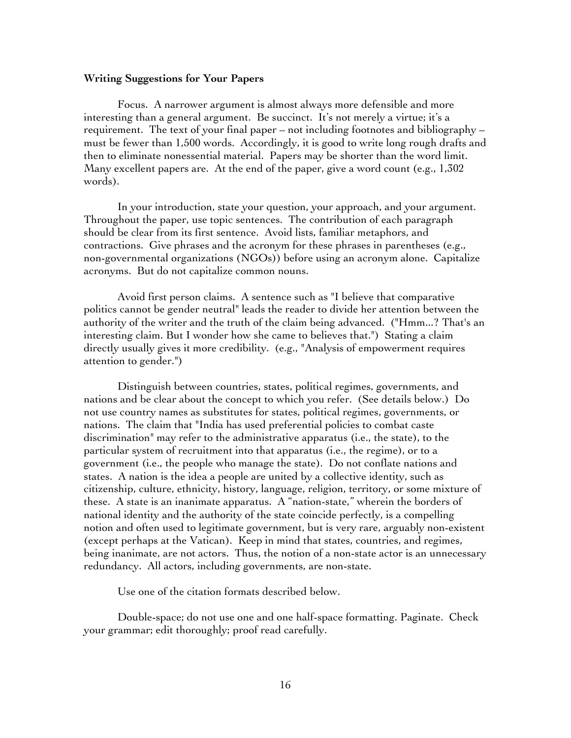**Writing Suggestions for Your Papers**

Focus. A narrower argument is almost always more defensible and more interesting than a general argument. Be succinct. It's not merely a virtue; it's a requirement. The text of your final paper – not including footnotes and bibliography – must be fewer than 1,500 words. Accordingly, it is good to write long rough drafts and then to eliminate nonessential material. Papers may be shorter than the word limit. Many excellent papers are. At the end of the paper, give a word count (e.g., 1,302 words).

In your introduction, state your question, your approach, and your argument. Throughout the paper, use topic sentences. The contribution of each paragraph should be clear from its first sentence. Avoid lists, familiar metaphors, and contractions. Give phrases and the acronym for these phrases in parentheses (e.g., non-governmental organizations (NGOs)) before using an acronym alone. Capitalize acronyms. But do not capitalize common nouns.

Avoid first person claims. A sentence such as "I believe that comparative politics cannot be gender neutral" leads the reader to divide her attention between the authority of the writer and the truth of the claim being advanced. ("Hmm...? That's an interesting claim. But I wonder how she came to believes that.") Stating a claim directly usually gives it more credibility. (e.g., "Analysis of empowerment requires attention to gender.")

Distinguish between countries, states, political regimes, governments, and nations and be clear about the concept to which you refer. (See details below.) Do not use country names as substitutes for states, political regimes, governments, or nations. The claim that "India has used preferential policies to combat caste discrimination" may refer to the administrative apparatus (i.e., the state), to the particular system of recruitment into that apparatus (i.e., the regime), or to a government (i.e., the people who manage the state). Do not conflate nations and states. A nation is the idea a people are united by a collective identity, such as citizenship, culture, ethnicity, history, language, religion, territory, or some mixture of these. A state is an inanimate apparatus. A "nation-state," wherein the borders of national identity and the authority of the state coincide perfectly, is a compelling notion and often used to legitimate government, but is very rare, arguably non-existent (except perhaps at the Vatican). Keep in mind that states, countries, and regimes, being inanimate, are not actors. Thus, the notion of a non-state actor is an unnecessary redundancy. All actors, including governments, are non-state.

Use one of the citation formats described below.

Double-space; do not use one and one half-space formatting. Paginate. Check your grammar; edit thoroughly; proof read carefully.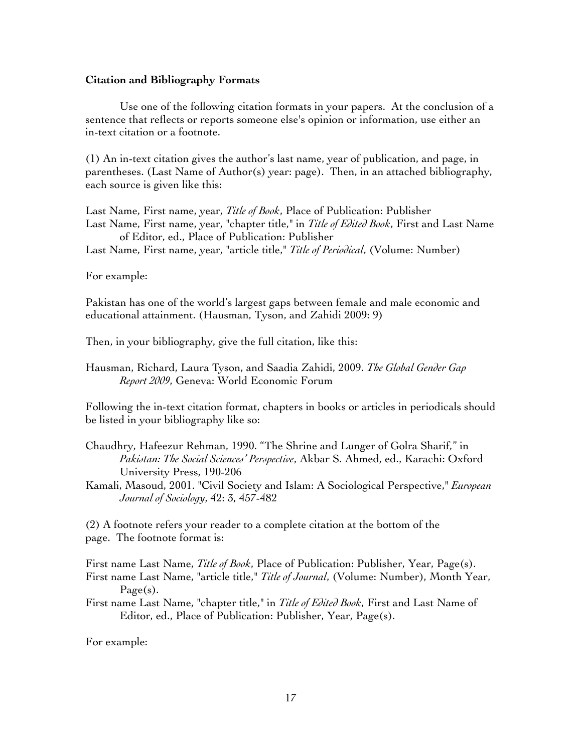**Citation and Bibliography Formats**

Use one of the following citation formats in your papers. At the conclusion of a sentence that reflects or reports someone else's opinion or information, use either an in-text citation or a footnote.

(1) An in-text citation gives the author's last name, year of publication, and page, in parentheses. (Last Name of Author(s) year: page). Then, in an attached bibliography, each source is given like this:

Last Name, First name, year, *Title of Book*, Place of Publication: Publisher
Last Name, First name, year, "chapter title," in *Title of Edited Book*, First and Last Name of Editor, ed., Place of Publication: Publisher
Last Name, First name, year, "article title," *Title of Periodical*, (Volume: Number)

For example:

Pakistan has one of the world's largest gaps between female and male economic and educational attainment. (Hausman, Tyson, and Zahidi 2009: 9)

Then, in your bibliography, give the full citation, like this:

Hausman, Richard, Laura Tyson, and Saadia Zahidi, 2009. *The Global Gender Gap Report 2009*, Geneva: World Economic Forum

Following the in-text citation format, chapters in books or articles in periodicals should be listed in your bibliography like so:

Chaudhry, Hafeezur Rehman, 1990. "The Shrine and Lunger of Golra Sharif," in *Pakistan: The Social Sciences' Perspective*, Akbar S. Ahmed, ed., Karachi: Oxford University Press, 190-206
Kamali, Masoud, 2001. "Civil Society and Islam: A Sociological Perspective," *European Journal of Sociology*, 42: 3, 457-482

(2) A footnote refers your reader to a complete citation at the bottom of the page. The footnote format is:

First name Last Name, *Title of Book*, Place of Publication: Publisher, Year, Page(s).
First name Last Name, "article title," *Title of Journal*, (Volume: Number), Month Year, Page(s).
First name Last Name, "chapter title," in *Title of Edited Book*, First and Last Name of Editor, ed., Place of Publication: Publisher, Year, Page(s).

For example: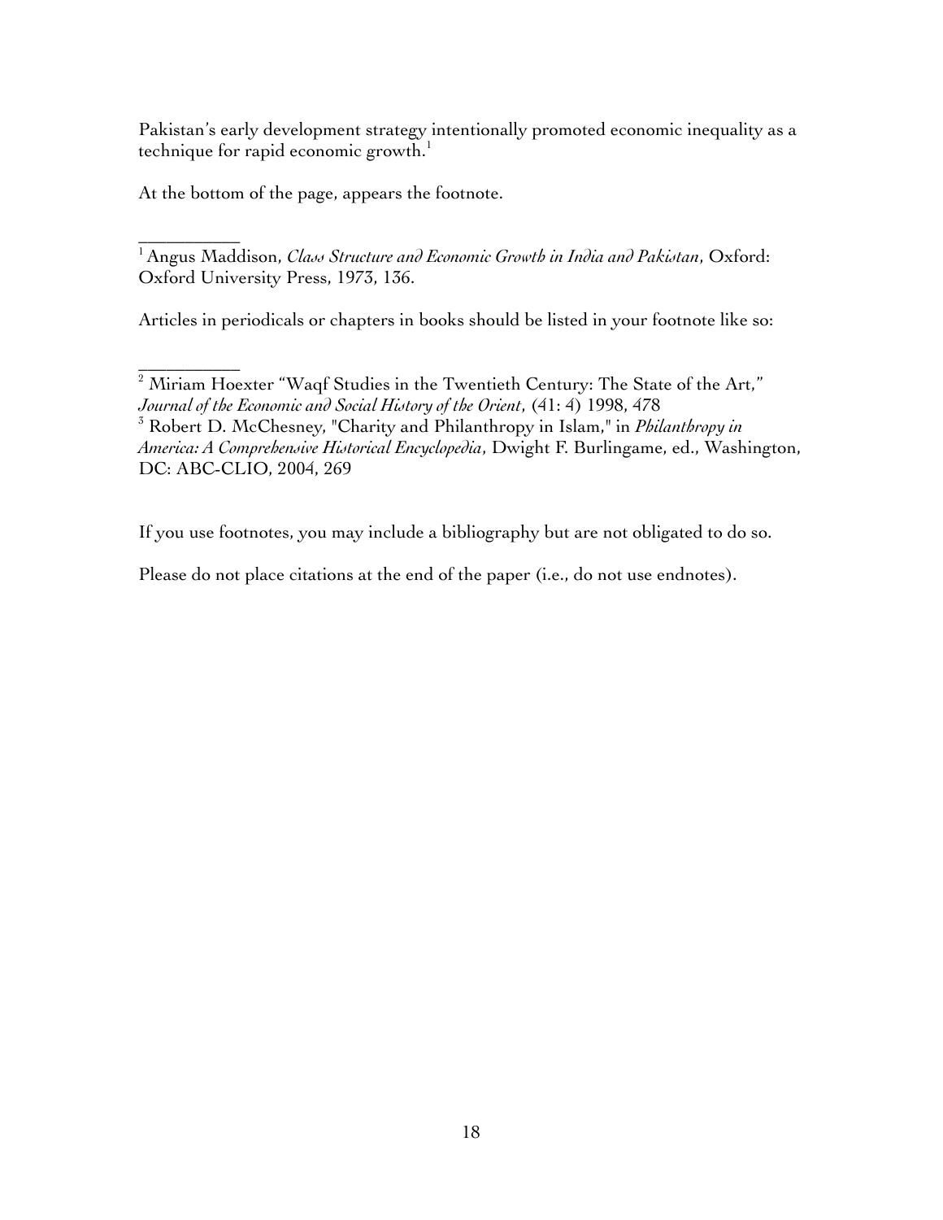Pakistan's early development strategy intentionally promoted economic inequality as a technique for rapid economic growth.[1]

At the bottom of the page, appears the footnote.

___________

[1] Angus Maddison, *Class Structure and Economic Growth in India and Pakistan*, Oxford: Oxford University Press, 1973, 136.

Articles in periodicals or chapters in books should be listed in your footnote like so:

___________

[2] Miriam Hoexter "Waqf Studies in the Twentieth Century: The State of the Art," *Journal of the Economic and Social History of the Orient*, (41: 4) 1998, 478

[3] Robert D. McChesney, "Charity and Philanthropy in Islam," in *Philanthropy in America: A Comprehensive Historical Encyclopedia*, Dwight F. Burlingame, ed., Washington, DC: ABC-CLIO, 2004, 269

If you use footnotes, you may include a bibliography but are not obligated to do so.

Please do not place citations at the end of the paper (i.e., do not use endnotes).